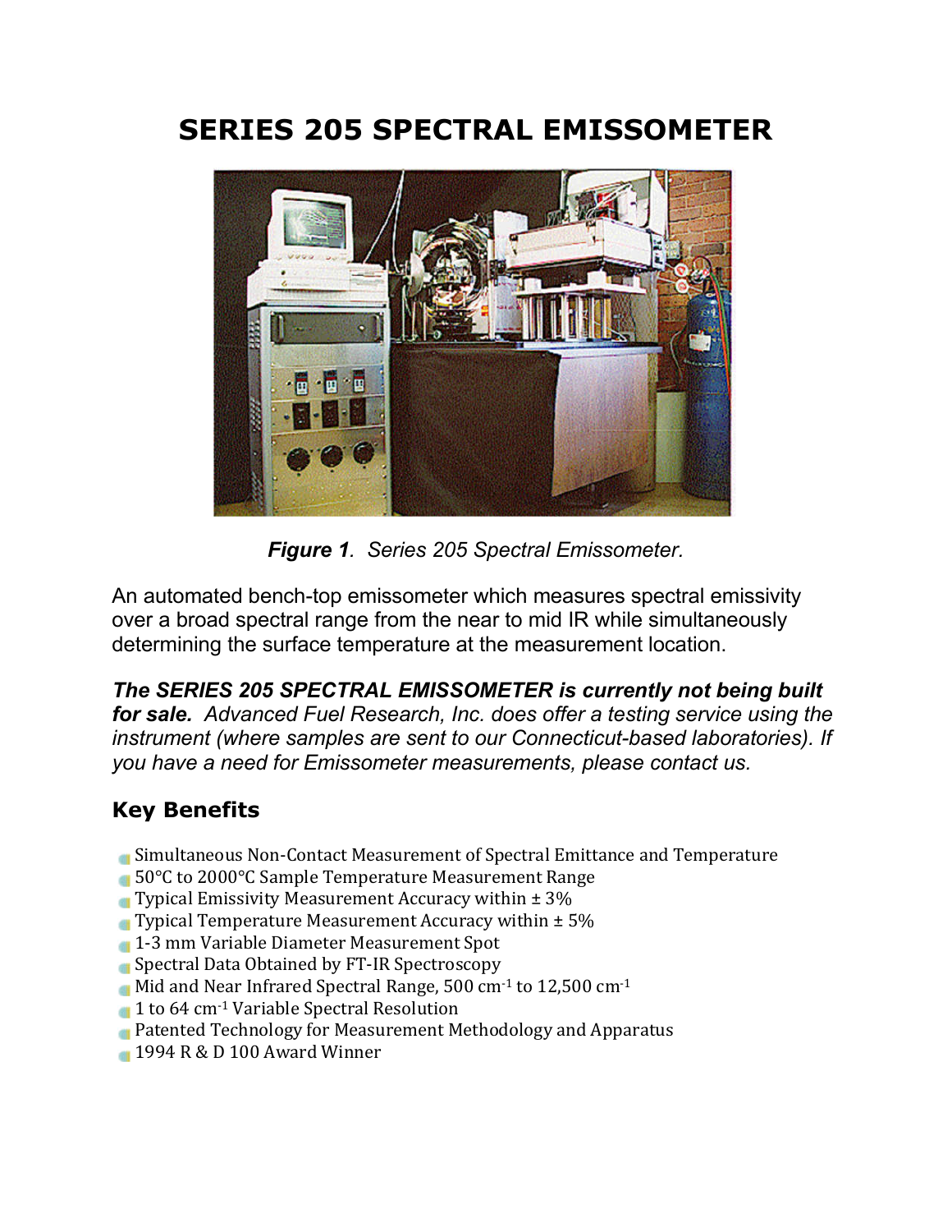# SERIES 205 SPECTRAL EMISSOMETER

***Figure 1**. Series 205 Spectral Emissometer.*

An automated bench-top emissometer which measures spectral emissivity over a broad spectral range from the near to mid IR while simultaneously determining the surface temperature at the measurement location.

***The SERIES 205 SPECTRAL EMISSOMETER is currently not being built for sale.** Advanced Fuel Research, Inc. does offer a testing service using the instrument (where samples are sent to our Connecticut-based laboratories). If you have a need for Emissometer measurements, please contact us.*

## Key Benefits

- Simultaneous Non-Contact Measurement of Spectral Emittance and Temperature
- 50°C to 2000°C Sample Temperature Measurement Range
- Typical Emissivity Measurement Accuracy within ± 3%
- Typical Temperature Measurement Accuracy within ± 5%
- 1-3 mm Variable Diameter Measurement Spot
- Spectral Data Obtained by FT-IR Spectroscopy
- Mid and Near Infrared Spectral Range, 500 $cm^{-1}$ to 12,500 $cm^{-1}$
- 1 to 64 $cm^{-1}$ Variable Spectral Resolution
- Patented Technology for Measurement Methodology and Apparatus
- 1994 R & D 100 Award Winner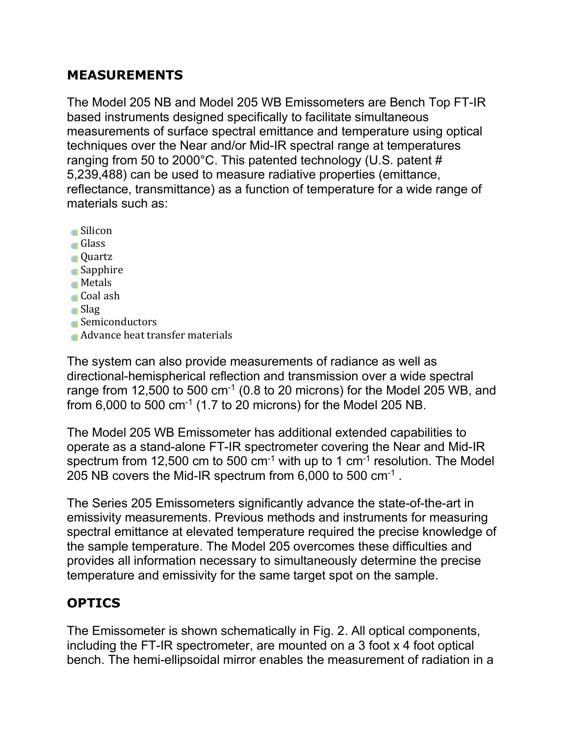## MEASUREMENTS

The Model 205 NB and Model 205 WB Emissometers are Bench Top FT-IR based instruments designed specifically to facilitate simultaneous measurements of surface spectral emittance and temperature using optical techniques over the Near and/or Mid-IR spectral range at temperatures ranging from 50 to 2000°C. This patented technology (U.S. patent # 5,239,488) can be used to measure radiative properties (emittance, reflectance, transmittance) as a function of temperature for a wide range of materials such as:

- Silicon
- Glass
- Quartz
- Sapphire
- Metals
- Coal ash
- Slag
- Semiconductors
- Advance heat transfer materials

The system can also provide measurements of radiance as well as directional-hemispherical reflection and transmission over a wide spectral range from 12,500 to 500 $cm^{-1}$ (0.8 to 20 microns) for the Model 205 WB, and from 6,000 to 500 $cm^{-1}$ (1.7 to 20 microns) for the Model 205 NB.

The Model 205 WB Emissometer has additional extended capabilities to operate as a stand-alone FT-IR spectrometer covering the Near and Mid-IR spectrum from 12,500 cm to 500 $cm^{-1}$ with up to 1 $cm^{-1}$ resolution. The Model 205 NB covers the Mid-IR spectrum from 6,000 to 500 $cm^{-1}$ .

The Series 205 Emissometers significantly advance the state-of-the-art in emissivity measurements. Previous methods and instruments for measuring spectral emittance at elevated temperature required the precise knowledge of the sample temperature. The Model 205 overcomes these difficulties and provides all information necessary to simultaneously determine the precise temperature and emissivity for the same target spot on the sample.

## OPTICS

The Emissometer is shown schematically in Fig. 2. All optical components, including the FT-IR spectrometer, are mounted on a 3 foot x 4 foot optical bench. The hemi-ellipsoidal mirror enables the measurement of radiation in a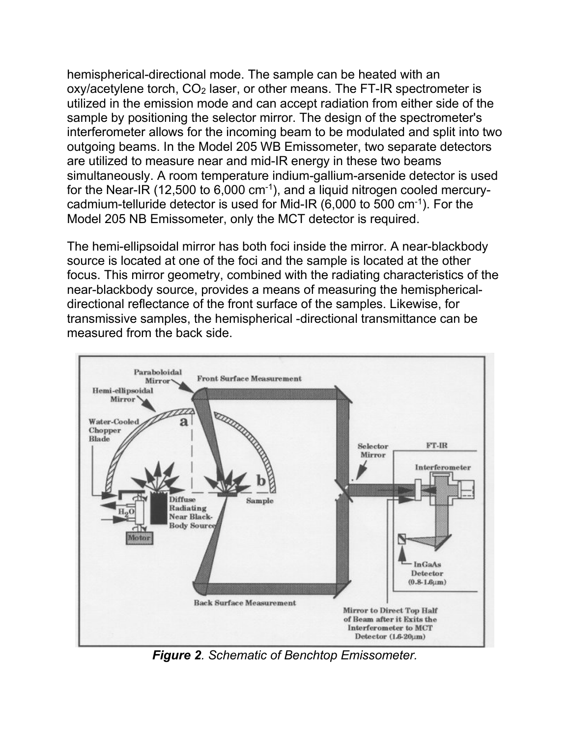hemispherical-directional mode. The sample can be heated with an oxy/acetylene torch, $CO_2$ laser, or other means. The FT-IR spectrometer is utilized in the emission mode and can accept radiation from either side of the sample by positioning the selector mirror. The design of the spectrometer's interferometer allows for the incoming beam to be modulated and split into two outgoing beams. In the Model 205 WB Emissometer, two separate detectors are utilized to measure near and mid-IR energy in these two beams simultaneously. A room temperature indium-gallium-arsenide detector is used for the Near-IR (12,500 to 6,000 $cm^{-1}$), and a liquid nitrogen cooled mercury-cadmium-telluride detector is used for Mid-IR (6,000 to 500 $cm^{-1}$). For the Model 205 NB Emissometer, only the MCT detector is required.

The hemi-ellipsoidal mirror has both foci inside the mirror. A near-blackbody source is located at one of the foci and the sample is located at the other focus. This mirror geometry, combined with the radiating characteristics of the near-blackbody source, provides a means of measuring the hemispherical-directional reflectance of the front surface of the samples. Likewise, for transmissive samples, the hemispherical -directional transmittance can be measured from the back side.

***Figure 2**. Schematic of Benchtop Emissometer.*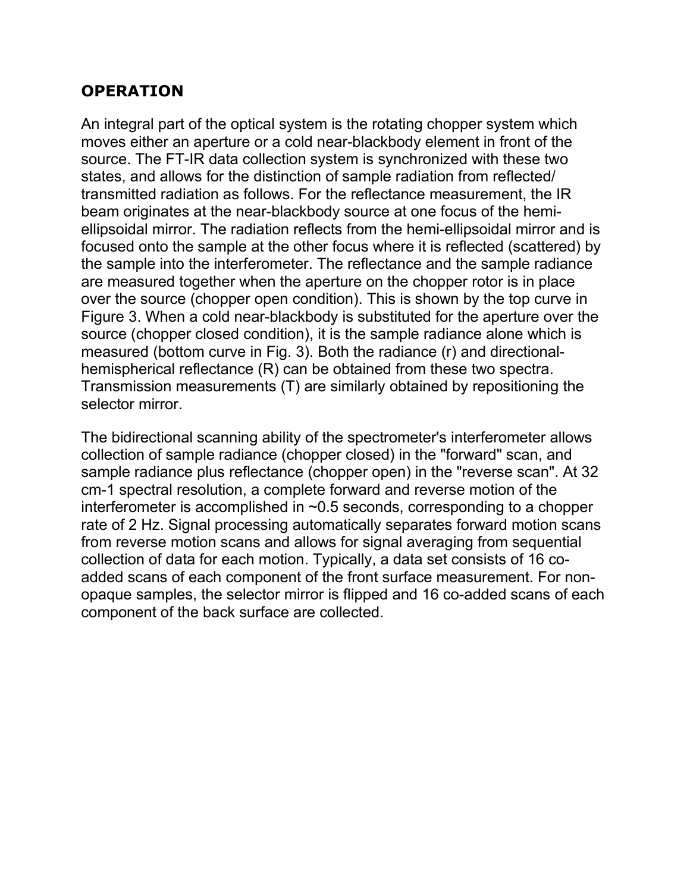## OPERATION

An integral part of the optical system is the rotating chopper system which moves either an aperture or a cold near-blackbody element in front of the source. The FT-IR data collection system is synchronized with these two states, and allows for the distinction of sample radiation from reflected/transmitted radiation as follows. For the reflectance measurement, the IR beam originates at the near-blackbody source at one focus of the hemi-ellipsoidal mirror. The radiation reflects from the hemi-ellipsoidal mirror and is focused onto the sample at the other focus where it is reflected (scattered) by the sample into the interferometer. The reflectance and the sample radiance are measured together when the aperture on the chopper rotor is in place over the source (chopper open condition). This is shown by the top curve in Figure 3. When a cold near-blackbody is substituted for the aperture over the source (chopper closed condition), it is the sample radiance alone which is measured (bottom curve in Fig. 3). Both the radiance (r) and directional-hemispherical reflectance (R) can be obtained from these two spectra. Transmission measurements (T) are similarly obtained by repositioning the selector mirror.

The bidirectional scanning ability of the spectrometer's interferometer allows collection of sample radiance (chopper closed) in the "forward" scan, and sample radiance plus reflectance (chopper open) in the "reverse scan". At 32 cm-1 spectral resolution, a complete forward and reverse motion of the interferometer is accomplished in ~0.5 seconds, corresponding to a chopper rate of 2 Hz. Signal processing automatically separates forward motion scans from reverse motion scans and allows for signal averaging from sequential collection of data for each motion. Typically, a data set consists of 16 co-added scans of each component of the front surface measurement. For non-opaque samples, the selector mirror is flipped and 16 co-added scans of each component of the back surface are collected.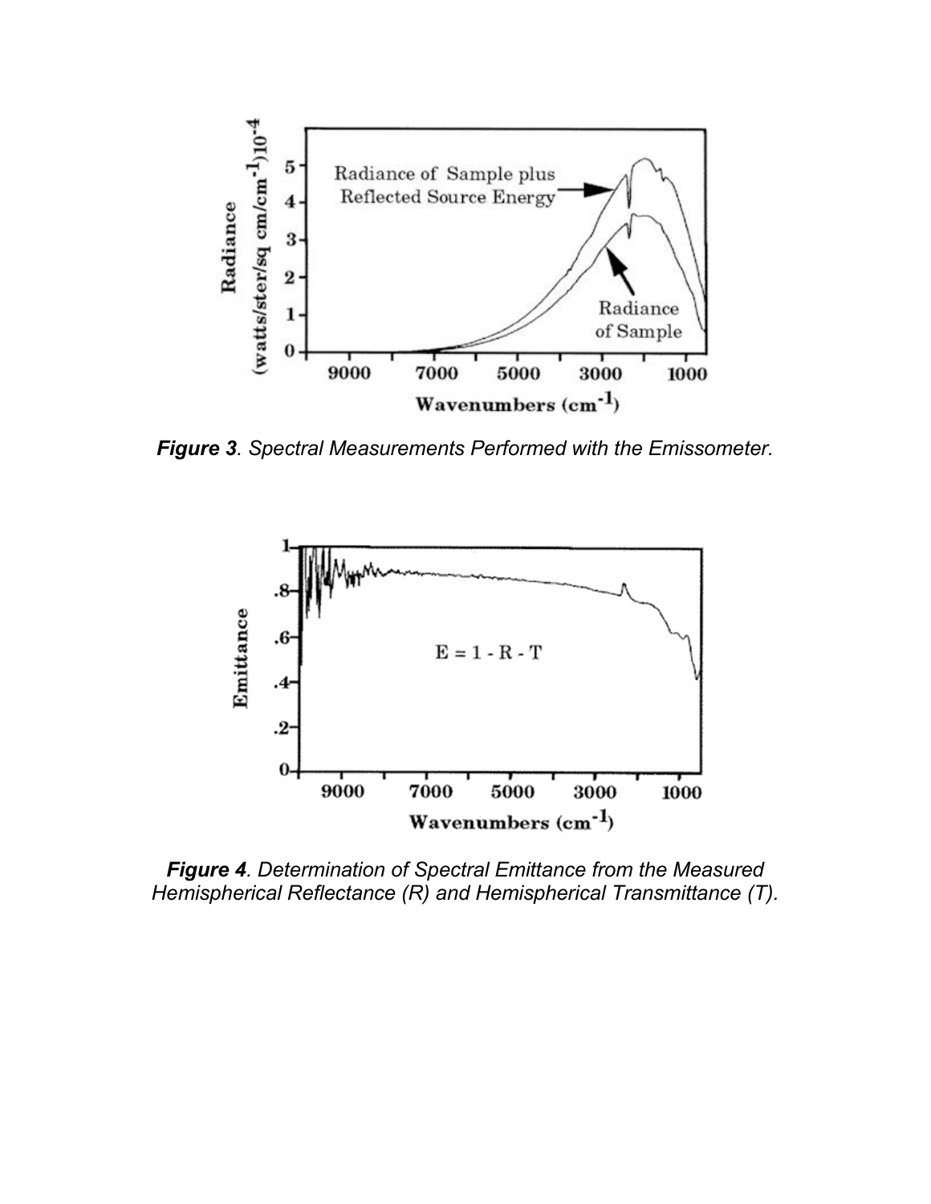***Figure 3**. Spectral Measurements Performed with the Emissometer.*

***Figure 4**. Determination of Spectral Emittance from the Measured Hemispherical Reflectance (R) and Hemispherical Transmittance (T).*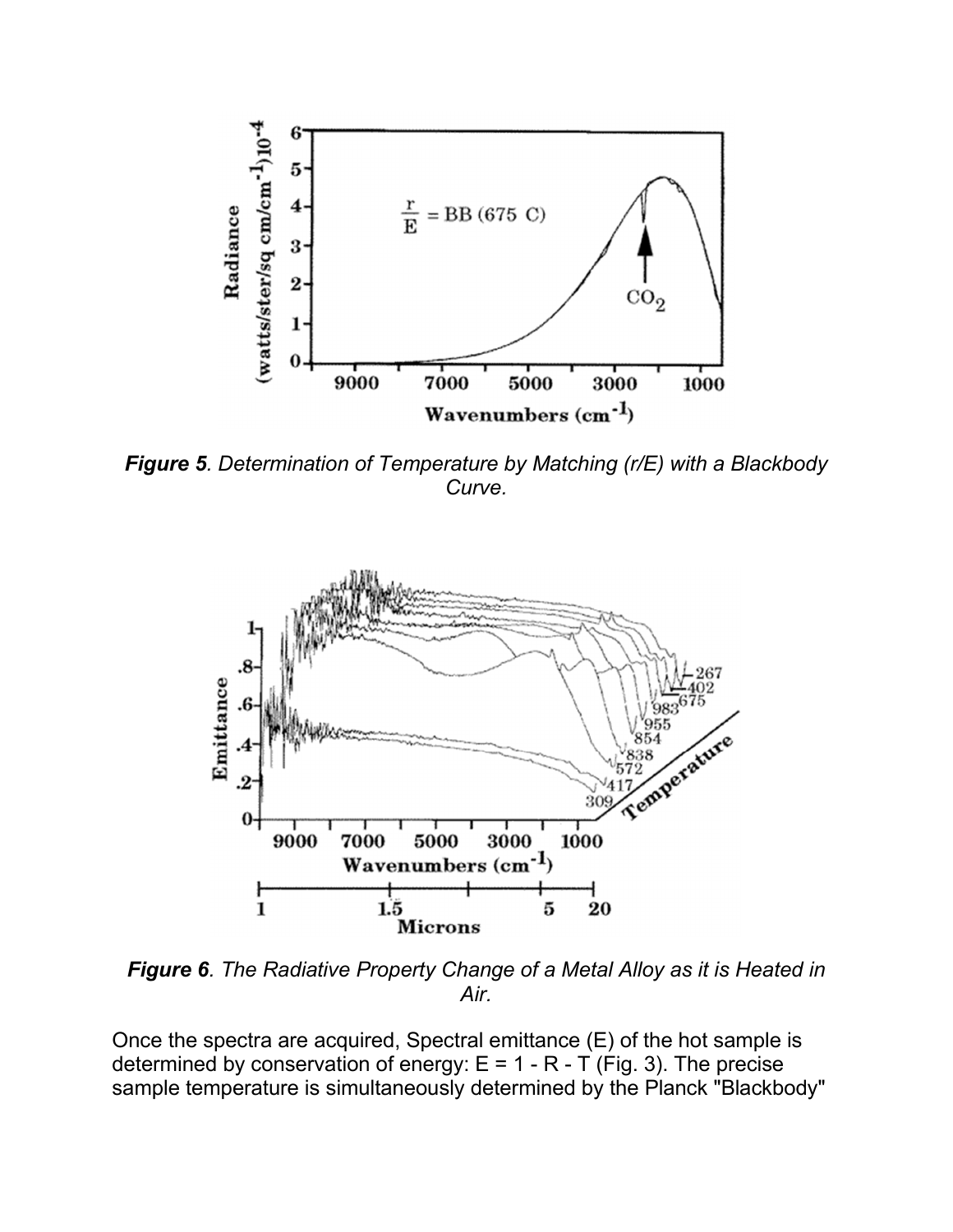*Figure 5*. Determination of Temperature by Matching (r/E) with a Blackbody Curve.

*Figure 6*. The Radiative Property Change of a Metal Alloy as it is Heated in Air.

Once the spectra are acquired, Spectral emittance (E) of the hot sample is determined by conservation of energy: E = 1 - R - T (Fig. 3). The precise sample temperature is simultaneously determined by the Planck "Blackbody"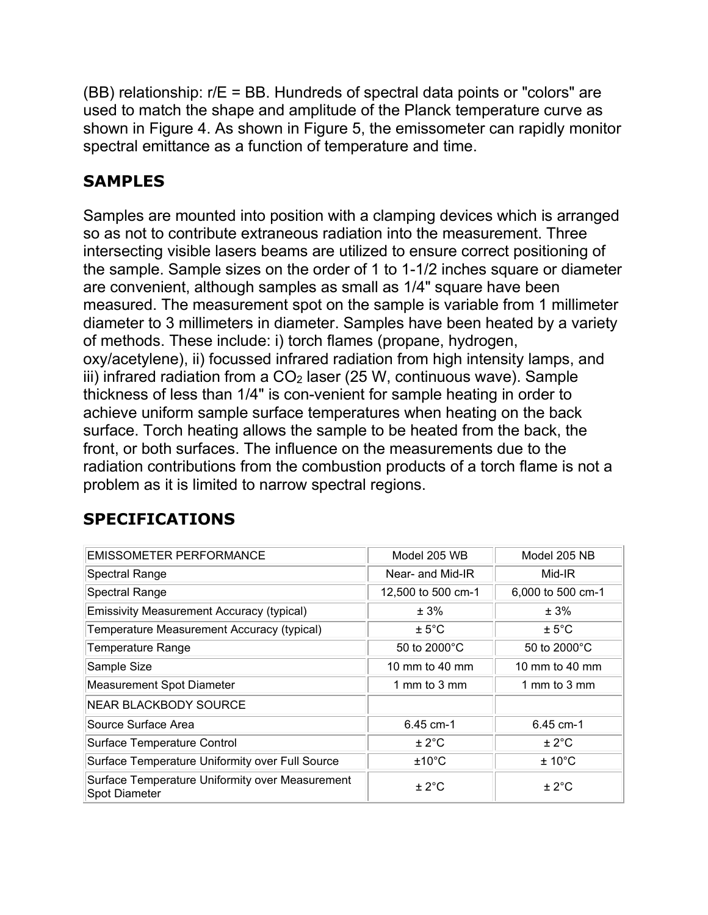(BB) relationship: r/E = BB. Hundreds of spectral data points or "colors" are used to match the shape and amplitude of the Planck temperature curve as shown in Figure 4. As shown in Figure 5, the emissometer can rapidly monitor spectral emittance as a function of temperature and time.

## SAMPLES

Samples are mounted into position with a clamping devices which is arranged so as not to contribute extraneous radiation into the measurement. Three intersecting visible lasers beams are utilized to ensure correct positioning of the sample. Sample sizes on the order of 1 to 1-1/2 inches square or diameter are convenient, although samples as small as 1/4" square have been measured. The measurement spot on the sample is variable from 1 millimeter diameter to 3 millimeters in diameter. Samples have been heated by a variety of methods. These include: i) torch flames (propane, hydrogen, oxy/acetylene), ii) focussed infrared radiation from high intensity lamps, and iii) infrared radiation from a $CO_2$ laser (25 W, continuous wave). Sample thickness of less than 1/4" is con-venient for sample heating in order to achieve uniform sample surface temperatures when heating on the back surface. Torch heating allows the sample to be heated from the back, the front, or both surfaces. The influence on the measurements due to the radiation contributions from the combustion products of a torch flame is not a problem as it is limited to narrow spectral regions.

## SPECIFICATIONS

| EMISSOMETER PERFORMANCE | Model 205 WB | Model 205 NB |
|---|---|---|
| Spectral Range | Near- and Mid-IR | Mid-IR |
| Spectral Range | 12,500 to 500 cm-1 | 6,000 to 500 cm-1 |
| Emissivity Measurement Accuracy (typical) | ± 3% | ± 3% |
| Temperature Measurement Accuracy (typical) | ± 5°C | ± 5°C |
| Temperature Range | 50 to 2000°C | 50 to 2000°C |
| Sample Size | 10 mm to 40 mm | 10 mm to 40 mm |
| Measurement Spot Diameter | 1 mm to 3 mm | 1 mm to 3 mm |
| NEAR BLACKBODY SOURCE | | |
| Source Surface Area | 6.45 cm-1 | 6.45 cm-1 |
| Surface Temperature Control | ± 2°C | ± 2°C |
| Surface Temperature Uniformity over Full Source | ±10°C | ± 10°C |
| Surface Temperature Uniformity over Measurement Spot Diameter | ± 2°C | ± 2°C |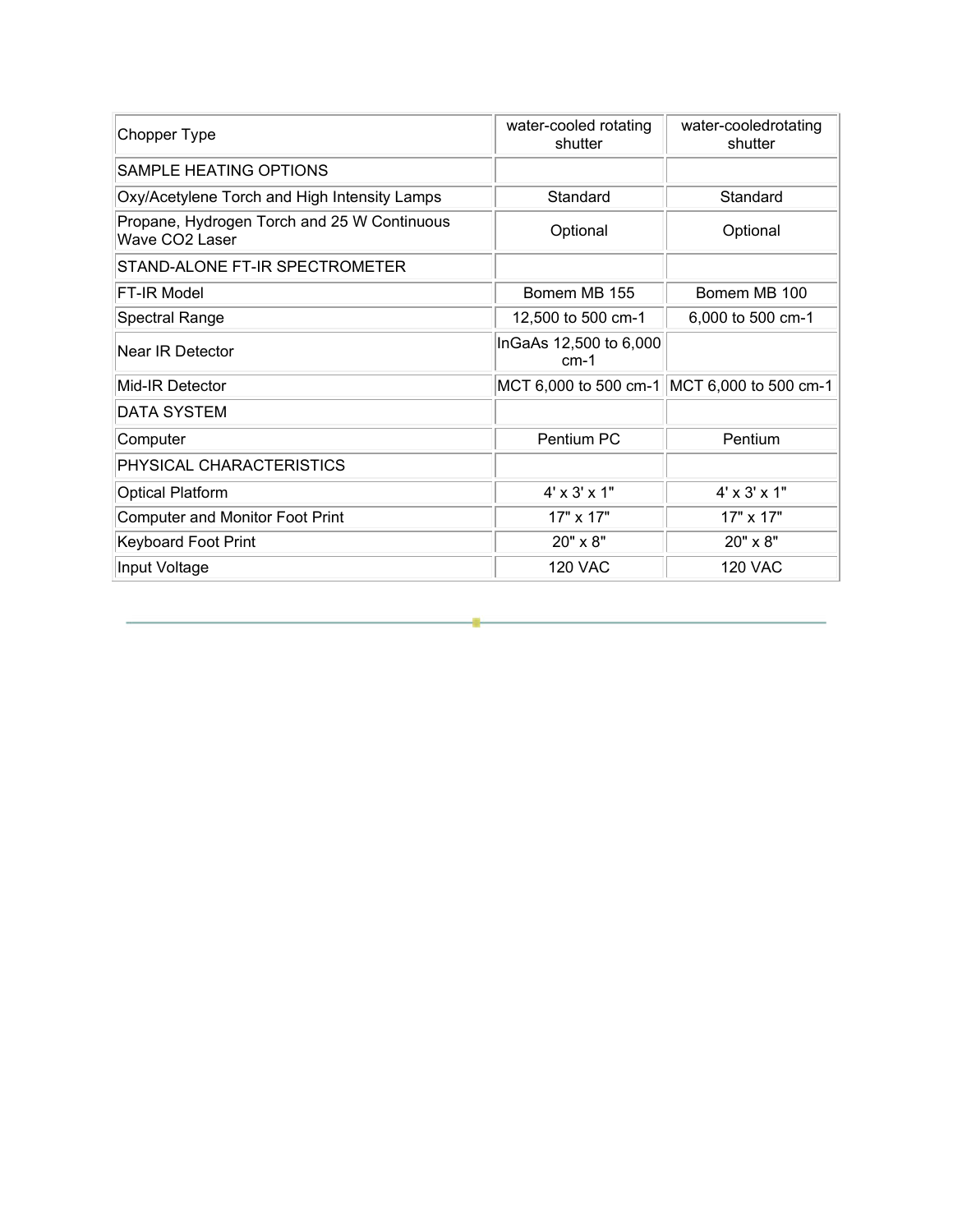| | | |
|---|---|---|
| Chopper Type | water-cooled rotating shutter | water-cooledrotating shutter |
| SAMPLE HEATING OPTIONS | | |
| Oxy/Acetylene Torch and High Intensity Lamps | Standard | Standard |
| Propane, Hydrogen Torch and 25 W Continuous Wave CO2 Laser | Optional | Optional |
| STAND-ALONE FT-IR SPECTROMETER | | |
| FT-IR Model | Bomem MB 155 | Bomem MB 100 |
| Spectral Range | 12,500 to 500 cm-1 | 6,000 to 500 cm-1 |
| Near IR Detector | InGaAs 12,500 to 6,000 cm-1 | |
| Mid-IR Detector | MCT 6,000 to 500 cm-1 | MCT 6,000 to 500 cm-1 |
| DATA SYSTEM | | |
| Computer | Pentium PC | Pentium |
| PHYSICAL CHARACTERISTICS | | |
| Optical Platform | 4' x 3' x 1" | 4' x 3' x 1" |
| Computer and Monitor Foot Print | 17" x 17" | 17" x 17" |
| Keyboard Foot Print | 20" x 8" | 20" x 8" |
| Input Voltage | 120 VAC | 120 VAC |